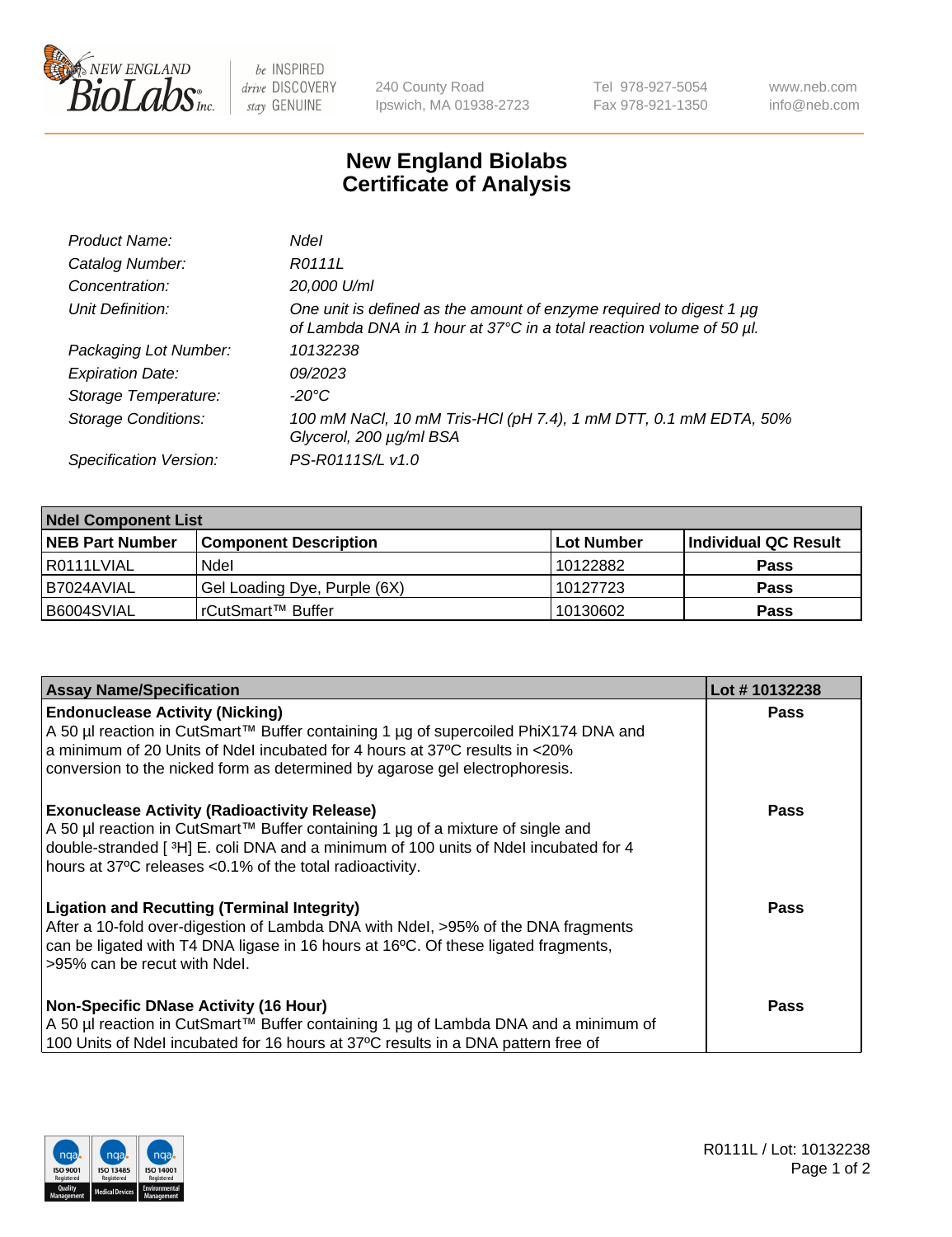# New England Biolabs
# Certificate of Analysis

| | |
|---|---|
| *Product Name:* | *NdeI* |
| *Catalog Number:* | *R0111L* |
| *Concentration:* | *20,000 U/ml* |
| *Unit Definition:* | *One unit is defined as the amount of enzyme required to digest 1 µg of Lambda DNA in 1 hour at 37°C in a total reaction volume of 50 µl.* |
| *Packaging Lot Number:* | *10132238* |
| *Expiration Date:* | *09/2023* |
| *Storage Temperature:* | *-20°C* |
| *Storage Conditions:* | *100 mM NaCl, 10 mM Tris-HCl (pH 7.4), 1 mM DTT, 0.1 mM EDTA, 50% Glycerol, 200 µg/ml BSA* |
| *Specification Version:* | *PS-R0111S/L v1.0* |

| NdeI Component List | | | |
|---|---|---|---|
| **NEB Part Number** | **Component Description** | **Lot Number** | **Individual QC Result** |
| R0111LVIAL | NdeI | 10122882 | **Pass** |
| B7024AVIAL | Gel Loading Dye, Purple (6X) | 10127723 | **Pass** |
| B6004SVIAL | rCutSmart™ Buffer | 10130602 | **Pass** |

| Assay Name/Specification | Lot # 10132238 |
|---|---|
| **Endonuclease Activity (Nicking)** A 50 µl reaction in CutSmart™ Buffer containing 1 µg of supercoiled PhiX174 DNA and a minimum of 20 Units of NdeI incubated for 4 hours at 37ºC results in <20% conversion to the nicked form as determined by agarose gel electrophoresis. | **Pass** |
| **Exonuclease Activity (Radioactivity Release)** A 50 µl reaction in CutSmart™ Buffer containing 1 µg of a mixture of single and double-stranded [ $^{3}$H] E. coli DNA and a minimum of 100 units of NdeI incubated for 4 hours at 37ºC releases <0.1% of the total radioactivity. | **Pass** |
| **Ligation and Recutting (Terminal Integrity)** After a 10-fold over-digestion of Lambda DNA with NdeI, >95% of the DNA fragments can be ligated with T4 DNA ligase in 16 hours at 16ºC. Of these ligated fragments, >95% can be recut with NdeI. | **Pass** |
| **Non-Specific DNase Activity (16 Hour)** A 50 µl reaction in CutSmart™ Buffer containing 1 µg of Lambda DNA and a minimum of 100 Units of NdeI incubated for 16 hours at 37ºC results in a DNA pattern free of | **Pass** |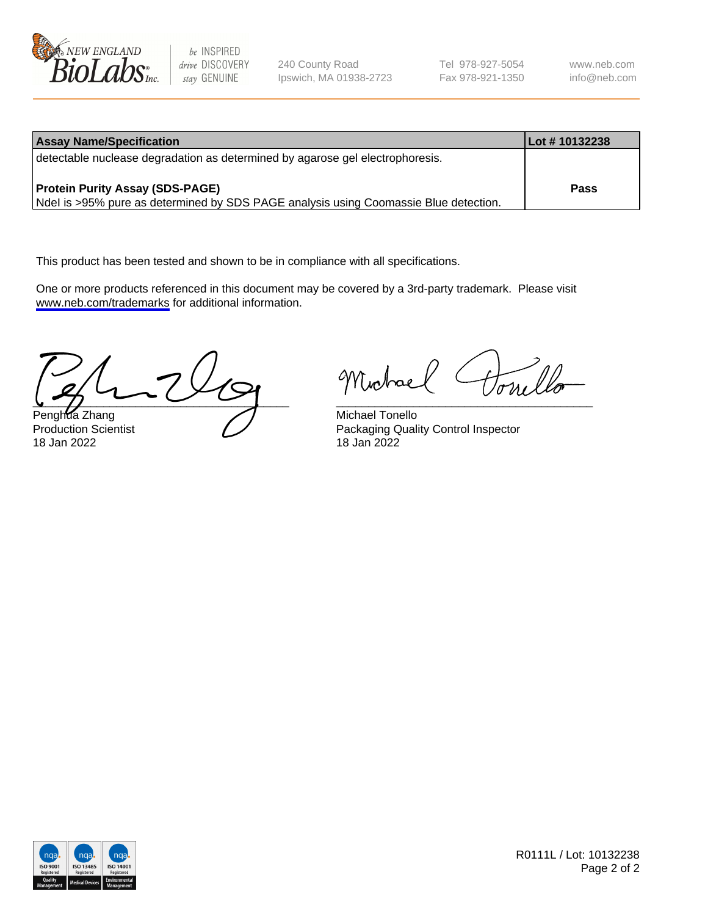| Assay Name/Specification | Lot # 10132238 |
| --- | --- |
| detectable nuclease degradation as determined by agarose gel electrophoresis. | |
| **Protein Purity Assay (SDS-PAGE)**<br>NdeI is >95% pure as determined by SDS PAGE analysis using Coomassie Blue detection. | **Pass** |

This product has been tested and shown to be in compliance with all specifications.

One or more products referenced in this document may be covered by a 3rd-party trademark. Please visit www.neb.com/trademarks for additional information.

Penghua Zhang
Production Scientist
18 Jan 2022

Michael Tonello
Packaging Quality Control Inspector
18 Jan 2022

R0111L / Lot: 10132238